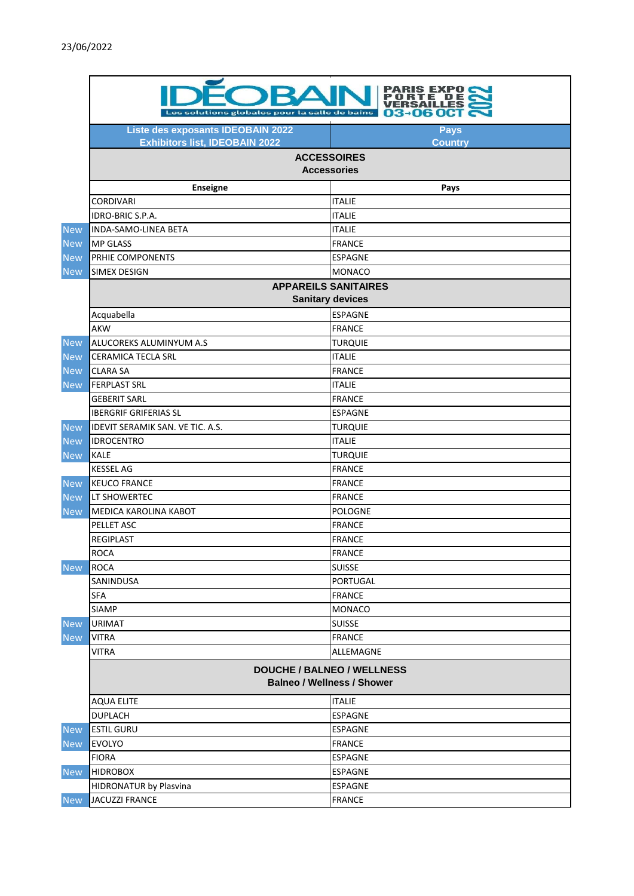23/06/2022

# IDÉOBAIN

Les solutions globales pour la salle de bains

PARIS EXPO PORTE DE VERSAILLES 03→06 OCT 2022

| | Liste des exposants IDEOBAIN 2022<br>Exhibitors list, IDEOBAIN 2022 | Pays<br>Country |
|---|---|---|
| | **ACCESSOIRES**<br>**Accessories** | |
| | **Enseigne** | **Pays** |
| | CORDIVARI | ITALIE |
| | IDRO-BRIC S.P.A. | ITALIE |
| New | INDA-SAMO-LINEA BETA | ITALIE |
| New | MP GLASS | FRANCE |
| New | PRHIE COMPONENTS | ESPAGNE |
| New | SIMEX DESIGN | MONACO |
| | **APPAREILS SANITAIRES**<br>**Sanitary devices** | |
| | Acquabella | ESPAGNE |
| | AKW | FRANCE |
| New | ALUCOREKS ALUMINYUM A.S | TURQUIE |
| New | CERAMICA TECLA SRL | ITALIE |
| New | CLARA SA | FRANCE |
| New | FERPLAST SRL | ITALIE |
| | GEBERIT SARL | FRANCE |
| | IBERGRIF GRIFERIAS SL | ESPAGNE |
| New | IDEVIT SERAMIK SAN. VE TIC. A.S. | TURQUIE |
| New | IDROCENTRO | ITALIE |
| New | KALE | TURQUIE |
| | KESSEL AG | FRANCE |
| New | KEUCO FRANCE | FRANCE |
| New | LT SHOWERTEC | FRANCE |
| New | MEDICA KAROLINA KABOT | POLOGNE |
| | PELLET ASC | FRANCE |
| | REGIPLAST | FRANCE |
| | ROCA | FRANCE |
| New | ROCA | SUISSE |
| | SANINDUSA | PORTUGAL |
| | SFA | FRANCE |
| | SIAMP | MONACO |
| New | URIMAT | SUISSE |
| New | VITRA | FRANCE |
| | VITRA | ALLEMAGNE |
| | **DOUCHE / BALNEO / WELLNESS**<br>**Balneo / Wellness / Shower** | |
| | AQUA ELITE | ITALIE |
| | DUPLACH | ESPAGNE |
| New | ESTIL GURU | ESPAGNE |
| New | EVOLYO | FRANCE |
| | FIORA | ESPAGNE |
| New | HIDROBOX | ESPAGNE |
| | HIDRONATUR by Plasvina | ESPAGNE |
| New | JACUZZI FRANCE | FRANCE |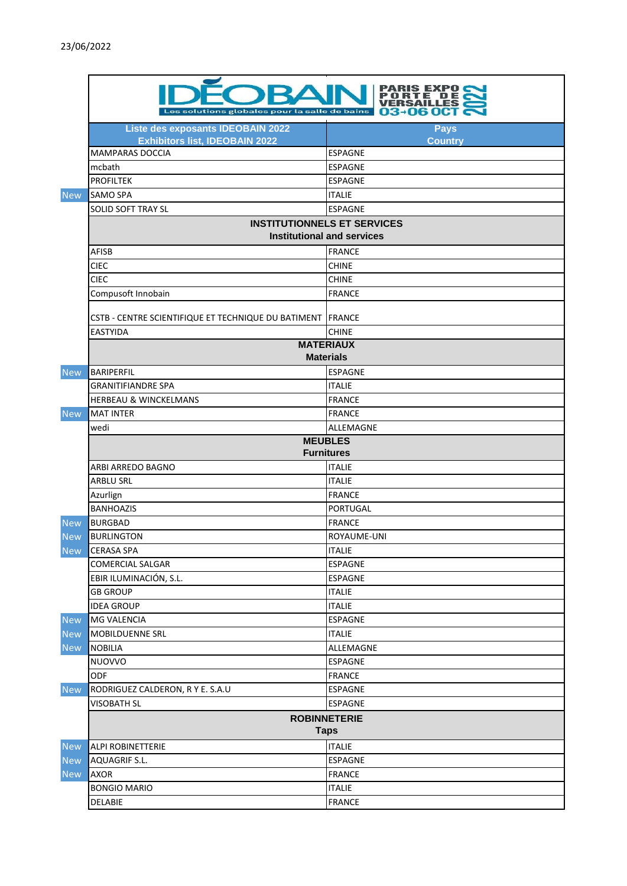23/06/2022

IDÉOBAIN – Les solutions globales pour la salle de bains – PARIS EXPO PORTE DE VERSAILLES 03→06 OCT 2022

| | Liste des exposants IDEOBAIN 2022<br>Exhibitors list, IDEOBAIN 2022 | Pays<br>Country |
|---|---|---|
| | MAMPARAS DOCCIA | ESPAGNE |
| | mcbath | ESPAGNE |
| | PROFILTEK | ESPAGNE |
| New | SAMO SPA | ITALIE |
| | SOLID SOFT TRAY SL | ESPAGNE |
| | **INSTITUTIONNELS ET SERVICES**<br>**Institutional and services** | |
| | AFISB | FRANCE |
| | CIEC | CHINE |
| | CIEC | CHINE |
| | Compusoft Innobain | FRANCE |
| | CSTB - CENTRE SCIENTIFIQUE ET TECHNIQUE DU BATIMENT | FRANCE |
| | EASTYIDA | CHINE |
| | **MATERIAUX**<br>**Materials** | |
| New | BARIPERFIL | ESPAGNE |
| | GRANITIFIANDRE SPA | ITALIE |
| | HERBEAU & WINCKELMANS | FRANCE |
| New | MAT INTER | FRANCE |
| | wedi | ALLEMAGNE |
| | **MEUBLES**<br>**Furnitures** | |
| | ARBI ARREDO BAGNO | ITALIE |
| | ARBLU SRL | ITALIE |
| | Azurlign | FRANCE |
| | BANHOAZIS | PORTUGAL |
| New | BURGBAD | FRANCE |
| New | BURLINGTON | ROYAUME-UNI |
| New | CERASA SPA | ITALIE |
| | COMERCIAL SALGAR | ESPAGNE |
| | EBIR ILUMINACIÓN, S.L. | ESPAGNE |
| | GB GROUP | ITALIE |
| | IDEA GROUP | ITALIE |
| New | MG VALENCIA | ESPAGNE |
| New | MOBILDUENNE SRL | ITALIE |
| New | NOBILIA | ALLEMAGNE |
| | NUOVVO | ESPAGNE |
| | ODF | FRANCE |
| New | RODRIGUEZ CALDERON, R Y E. S.A.U | ESPAGNE |
| | VISOBATH SL | ESPAGNE |
| | **ROBINNETERIE**<br>**Taps** | |
| New | ALPI ROBINETTERIE | ITALIE |
| New | AQUAGRIF S.L. | ESPAGNE |
| New | AXOR | FRANCE |
| | BONGIO MARIO | ITALIE |
| | DELABIE | FRANCE |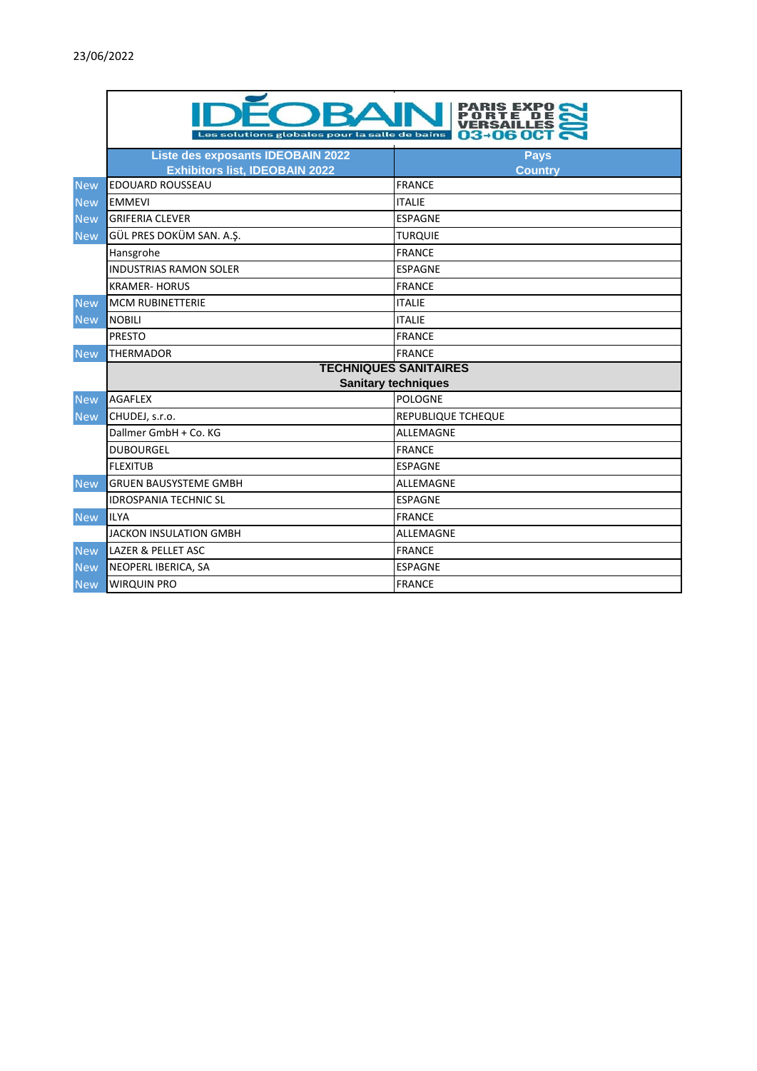23/06/2022

IDÉOBAIN – Les solutions globales pour la salle de bains – PARIS EXPO PORTE DE VERSAILLES 03→06 OCT 2022

| | Liste des exposants IDEOBAIN 2022<br>Exhibitors list, IDEOBAIN 2022 | Pays<br>Country |
|---|---|---|
| New | EDOUARD ROUSSEAU | FRANCE |
| New | EMMEVI | ITALIE |
| New | GRIFERIA CLEVER | ESPAGNE |
| New | GÜL PRES DOKÜM SAN. A.Ş. | TURQUIE |
| | Hansgrohe | FRANCE |
| | INDUSTRIAS RAMON SOLER | ESPAGNE |
| | KRAMER- HORUS | FRANCE |
| New | MCM RUBINETTERIE | ITALIE |
| New | NOBILI | ITALIE |
| | PRESTO | FRANCE |
| New | THERMADOR | FRANCE |
| | **TECHNIQUES SANITAIRES<br>Sanitary techniques** | |
| New | AGAFLEX | POLOGNE |
| New | CHUDEJ, s.r.o. | REPUBLIQUE TCHEQUE |
| | Dallmer GmbH + Co. KG | ALLEMAGNE |
| | DUBOURGEL | FRANCE |
| | FLEXITUB | ESPAGNE |
| New | GRUEN BAUSYSTEME GMBH | ALLEMAGNE |
| | IDROSPANIA TECHNIC SL | ESPAGNE |
| New | ILYA | FRANCE |
| | JACKON INSULATION GMBH | ALLEMAGNE |
| New | LAZER & PELLET ASC | FRANCE |
| New | NEOPERL IBERICA, SA | ESPAGNE |
| New | WIRQUIN PRO | FRANCE |